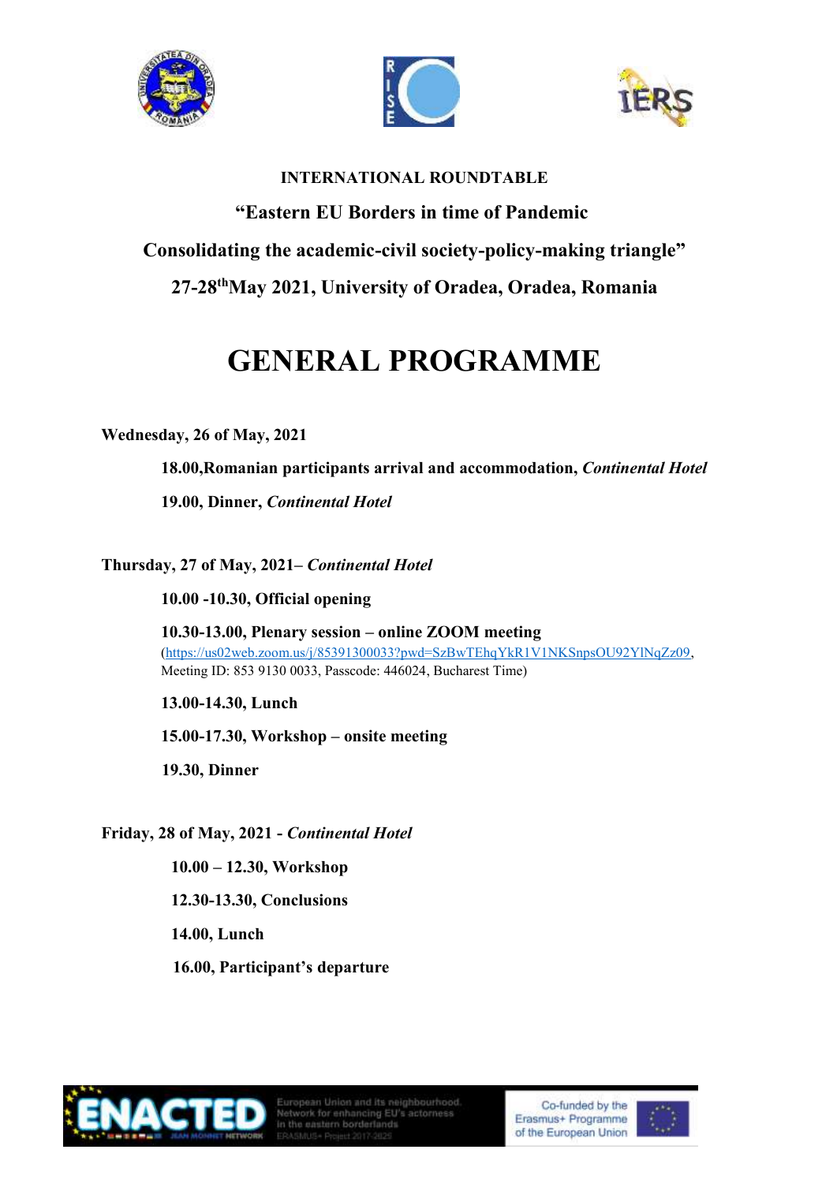**INTERNATIONAL ROUNDTABLE**

**"Eastern EU Borders in time of Pandemic**

**Consolidating the academic-civil society-policy-making triangle"**

**27-28th May 2021, University of Oradea, Oradea, Romania**

# GENERAL PROGRAMME

**Wednesday, 26 of May, 2021**

**18.00,Romanian participants arrival and accommodation, *Continental Hotel***

**19.00, Dinner, *Continental Hotel***

**Thursday, 27 of May, 2021– *Continental Hotel***

**10.00 -10.30, Official opening**

**10.30-13.00, Plenary session – online ZOOM meeting**
(https://us02web.zoom.us/j/85391300033?pwd=SzBwTEhqYkR1V1NKSnpsOU92YlNqZz09, Meeting ID: 853 9130 0033, Passcode: 446024, Bucharest Time)

**13.00-14.30, Lunch**

**15.00-17.30, Workshop – onsite meeting**

**19.30, Dinner**

**Friday, 28 of May, 2021 - *Continental Hotel***

**10.00 – 12.30, Workshop**

**12.30-13.30, Conclusions**

**14.00, Lunch**

**16.00, Participant's departure**

ENACTED
European Union and its neighbourhood. Network for enhancing EU's actorness in the eastern borderlands
ERASMUS+ Project 2017-2025

Co-funded by the Erasmus+ Programme of the European Union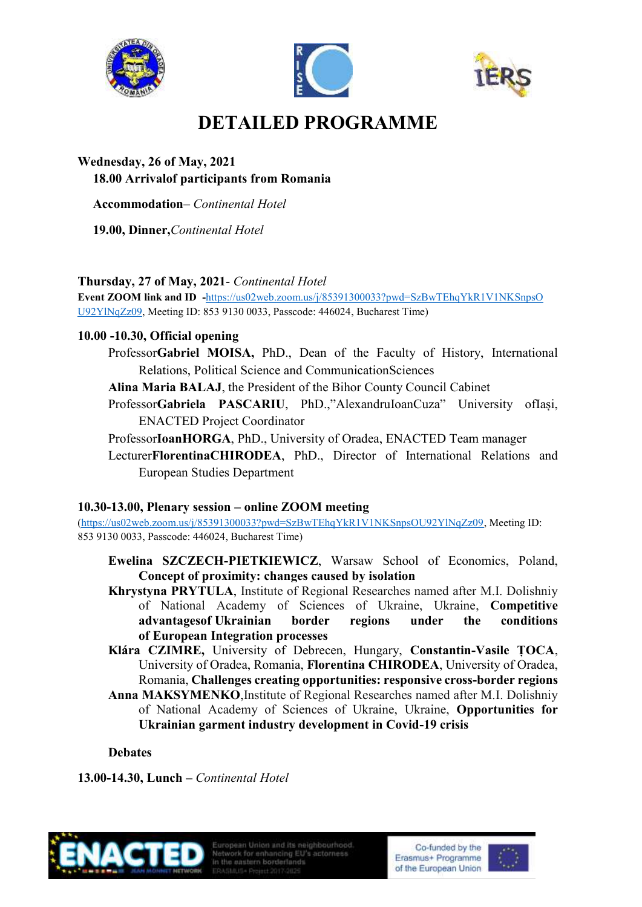# DETAILED PROGRAMME

**Wednesday, 26 of May, 2021**

**18.00 Arrivalof participants from Romania**

**Accommodation**– *Continental Hotel*

**19.00, Dinner,***Continental Hotel*

**Thursday, 27 of May, 2021**- *Continental Hotel*

**Event ZOOM link and ID -**https://us02web.zoom.us/j/85391300033?pwd=SzBwTEhqYkR1V1NKSnpsOU92YlNqZz09, Meeting ID: 853 9130 0033, Passcode: 446024, Bucharest Time)

**10.00 -10.30, Official opening**

- Professor**Gabriel MOISA,** PhD., Dean of the Faculty of History, International Relations, Political Science and CommunicationSciences
- **Alina Maria BALAJ**, the President of the Bihor County Council Cabinet
- Professor**Gabriela PASCARIU**, PhD.,"AlexandruIoanCuza" University ofIași, ENACTED Project Coordinator
- Professor**IoanHORGA**, PhD., University of Oradea, ENACTED Team manager
- Lecturer**FlorentinaCHIRODEA**, PhD., Director of International Relations and European Studies Department

**10.30-13.00, Plenary session – online ZOOM meeting**

(https://us02web.zoom.us/j/85391300033?pwd=SzBwTEhqYkR1V1NKSnpsOU92YlNqZz09, Meeting ID: 853 9130 0033, Passcode: 446024, Bucharest Time)

- **Ewelina SZCZECH-PIETKIEWICZ**, Warsaw School of Economics, Poland, **Concept of proximity: changes caused by isolation**
- **Khrystyna PRYTULA**, Institute of Regional Researches named after M.I. Dolishniy of National Academy of Sciences of Ukraine, Ukraine, **Competitive advantagesof Ukrainian border regions under the conditions of European Integration processes**
- **Klára CZIMRE,** University of Debrecen, Hungary, **Constantin-Vasile ȚOCA**, University of Oradea, Romania, **Florentina CHIRODEA**, University of Oradea, Romania, **Challenges creating opportunities: responsive cross-border regions**
- **Anna MAKSYMENKO**,Institute of Regional Researches named after M.I. Dolishniy of National Academy of Sciences of Ukraine, Ukraine, **Opportunities for Ukrainian garment industry development in Covid-19 crisis**

**Debates**

**13.00-14.30, Lunch –** *Continental Hotel*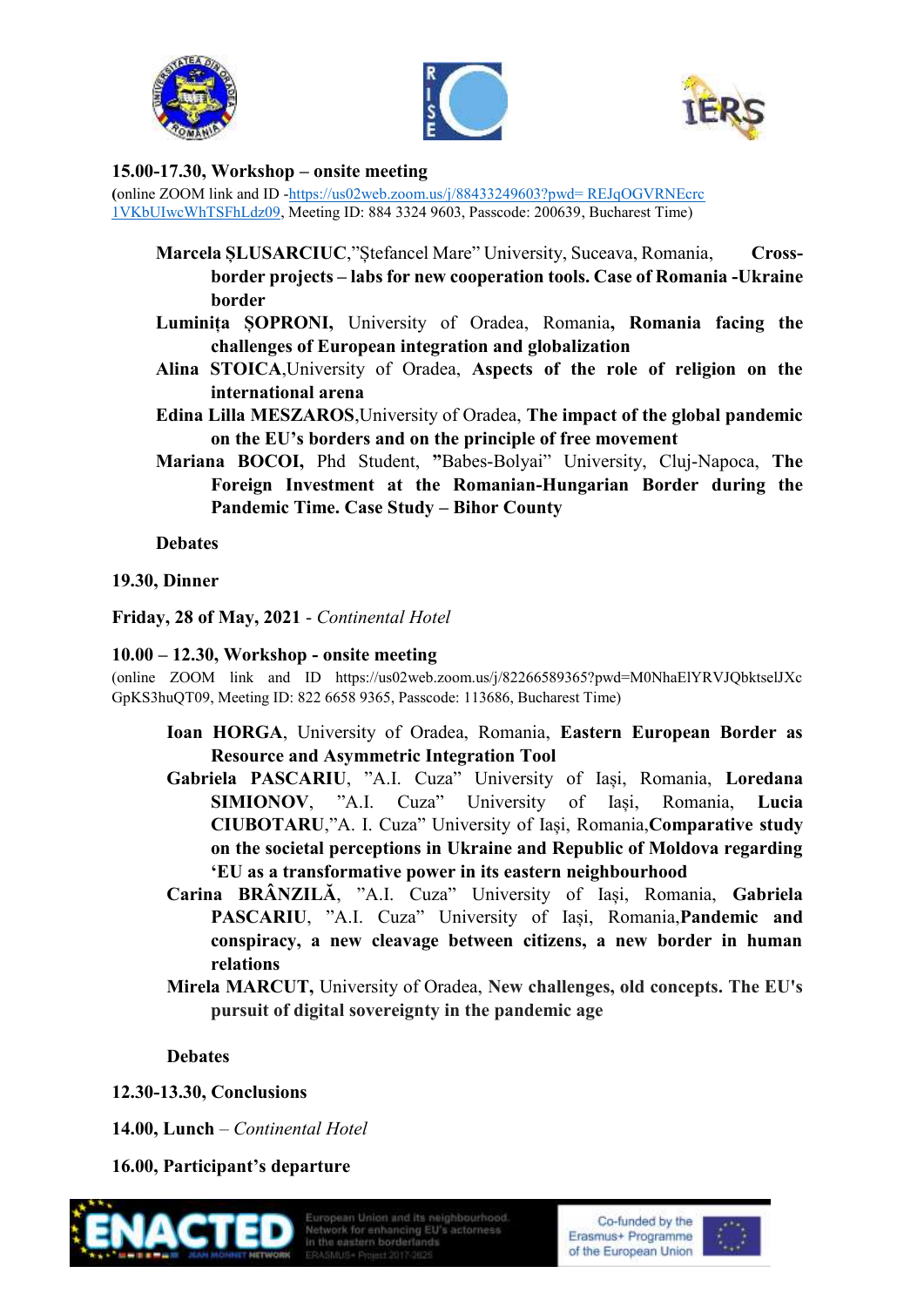**15.00-17.30, Workshop – onsite meeting**

**(**online ZOOM link and ID -https://us02web.zoom.us/j/88433249603?pwd= REJqOGVRNEcrc 1VKbUIwcWhTSFhLdz09, Meeting ID: 884 3324 9603, Passcode: 200639, Bucharest Time)

- **Marcela ȘLUSARCIUC**,"Ștefancel Mare" University, Suceava, Romania, **Cross-border projects – labs for new cooperation tools. Case of Romania -Ukraine border**
- **Luminița ȘOPRONI,** University of Oradea, Romania**, Romania facing the challenges of European integration and globalization**
- **Alina STOICA**,University of Oradea, **Aspects of the role of religion on the international arena**
- **Edina Lilla MESZAROS**,University of Oradea, **The impact of the global pandemic on the EU's borders and on the principle of free movement**
- **Mariana BOCOI,** Phd Student, **"**Babes-Bolyai" University, Cluj-Napoca, **The Foreign Investment at the Romanian-Hungarian Border during the Pandemic Time. Case Study – Bihor County**

**Debates**

**19.30, Dinner**

**Friday, 28 of May, 2021** - *Continental Hotel*

**10.00 – 12.30, Workshop - onsite meeting**

(online ZOOM link and ID https://us02web.zoom.us/j/82266589365?pwd=M0NhaElYRVJQbktselJXc GpKS3huQT09, Meeting ID: 822 6658 9365, Passcode: 113686, Bucharest Time)

- **Ioan HORGA**, University of Oradea, Romania, **Eastern European Border as Resource and Asymmetric Integration Tool**
- **Gabriela PASCARIU**, "A.I. Cuza" University of Iași, Romania, **Loredana SIMIONOV**, "A.I. Cuza" University of Iași, Romania, **Lucia CIUBOTARU**,"A. I. Cuza" University of Iași, Romania,**Comparative study on the societal perceptions in Ukraine and Republic of Moldova regarding 'EU as a transformative power in its eastern neighbourhood**
- **Carina BRÂNZILĂ**, "A.I. Cuza" University of Iași, Romania, **Gabriela PASCARIU**, "A.I. Cuza" University of Iași, Romania,**Pandemic and conspiracy, a new cleavage between citizens, a new border in human relations**
- **Mirela MARCUT,** University of Oradea, **New challenges, old concepts. The EU's pursuit of digital sovereignty in the pandemic age**

**Debates**

**12.30-13.30, Conclusions**

**14.00, Lunch** – *Continental Hotel*

**16.00, Participant's departure**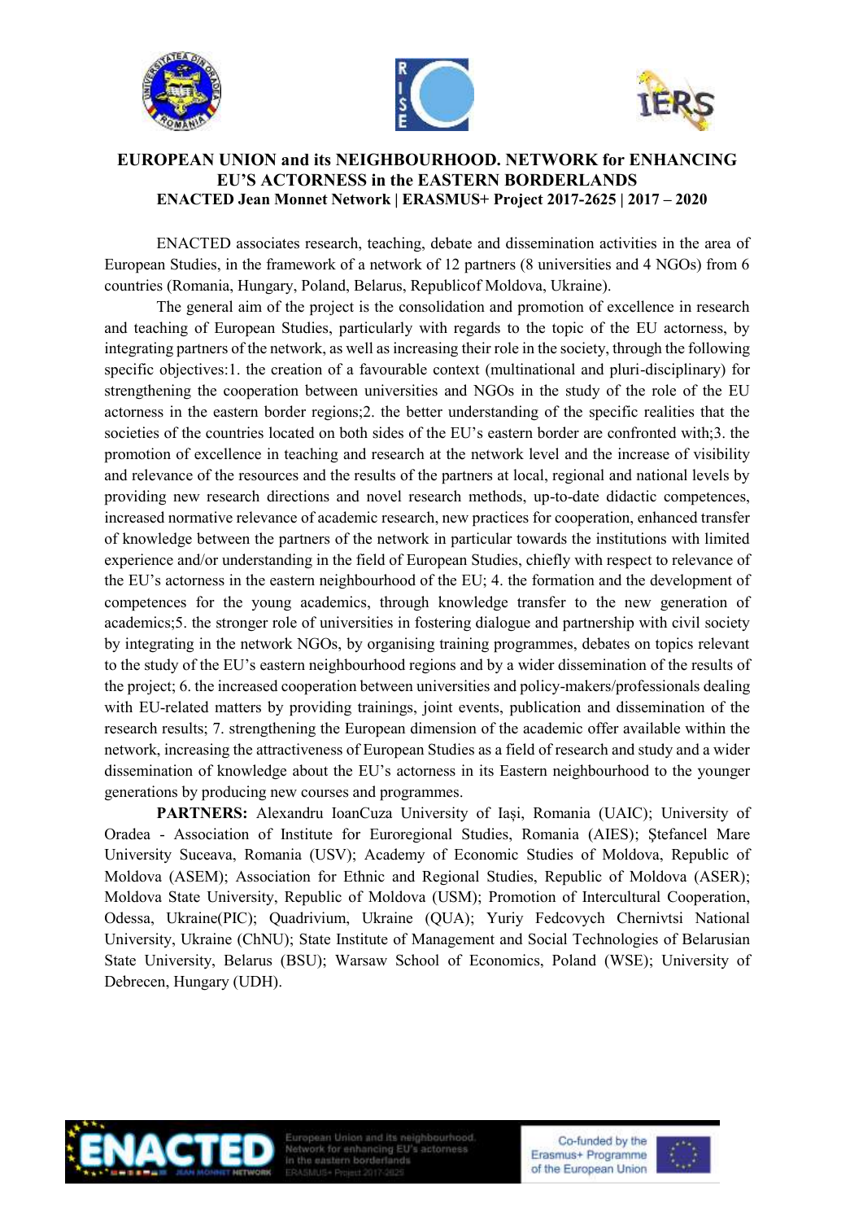**EUROPEAN UNION and its NEIGHBOURHOOD. NETWORK for ENHANCING EU'S ACTORNESS in the EASTERN BORDERLANDS**
**ENACTED Jean Monnet Network | ERASMUS+ Project 2017-2625 | 2017 – 2020**

ENACTED associates research, teaching, debate and dissemination activities in the area of European Studies, in the framework of a network of 12 partners (8 universities and 4 NGOs) from 6 countries (Romania, Hungary, Poland, Belarus, Republicof Moldova, Ukraine).

The general aim of the project is the consolidation and promotion of excellence in research and teaching of European Studies, particularly with regards to the topic of the EU actorness, by integrating partners of the network, as well as increasing their role in the society, through the following specific objectives:1. the creation of a favourable context (multinational and pluri-disciplinary) for strengthening the cooperation between universities and NGOs in the study of the role of the EU actorness in the eastern border regions;2. the better understanding of the specific realities that the societies of the countries located on both sides of the EU's eastern border are confronted with;3. the promotion of excellence in teaching and research at the network level and the increase of visibility and relevance of the resources and the results of the partners at local, regional and national levels by providing new research directions and novel research methods, up-to-date didactic competences, increased normative relevance of academic research, new practices for cooperation, enhanced transfer of knowledge between the partners of the network in particular towards the institutions with limited experience and/or understanding in the field of European Studies, chiefly with respect to relevance of the EU's actorness in the eastern neighbourhood of the EU; 4. the formation and the development of competences for the young academics, through knowledge transfer to the new generation of academics;5. the stronger role of universities in fostering dialogue and partnership with civil society by integrating in the network NGOs, by organising training programmes, debates on topics relevant to the study of the EU's eastern neighbourhood regions and by a wider dissemination of the results of the project; 6. the increased cooperation between universities and policy-makers/professionals dealing with EU-related matters by providing trainings, joint events, publication and dissemination of the research results; 7. strengthening the European dimension of the academic offer available within the network, increasing the attractiveness of European Studies as a field of research and study and a wider dissemination of knowledge about the EU's actorness in its Eastern neighbourhood to the younger generations by producing new courses and programmes.

**PARTNERS:** Alexandru IoanCuza University of Iași, Romania (UAIC); University of Oradea - Association of Institute for Euroregional Studies, Romania (AIES); Ștefancel Mare University Suceava, Romania (USV); Academy of Economic Studies of Moldova, Republic of Moldova (ASEM); Association for Ethnic and Regional Studies, Republic of Moldova (ASER); Moldova State University, Republic of Moldova (USM); Promotion of Intercultural Cooperation, Odessa, Ukraine(PIC); Quadrivium, Ukraine (QUA); Yuriy Fedcovych Chernivtsi National University, Ukraine (ChNU); State Institute of Management and Social Technologies of Belarusian State University, Belarus (BSU); Warsaw School of Economics, Poland (WSE); University of Debrecen, Hungary (UDH).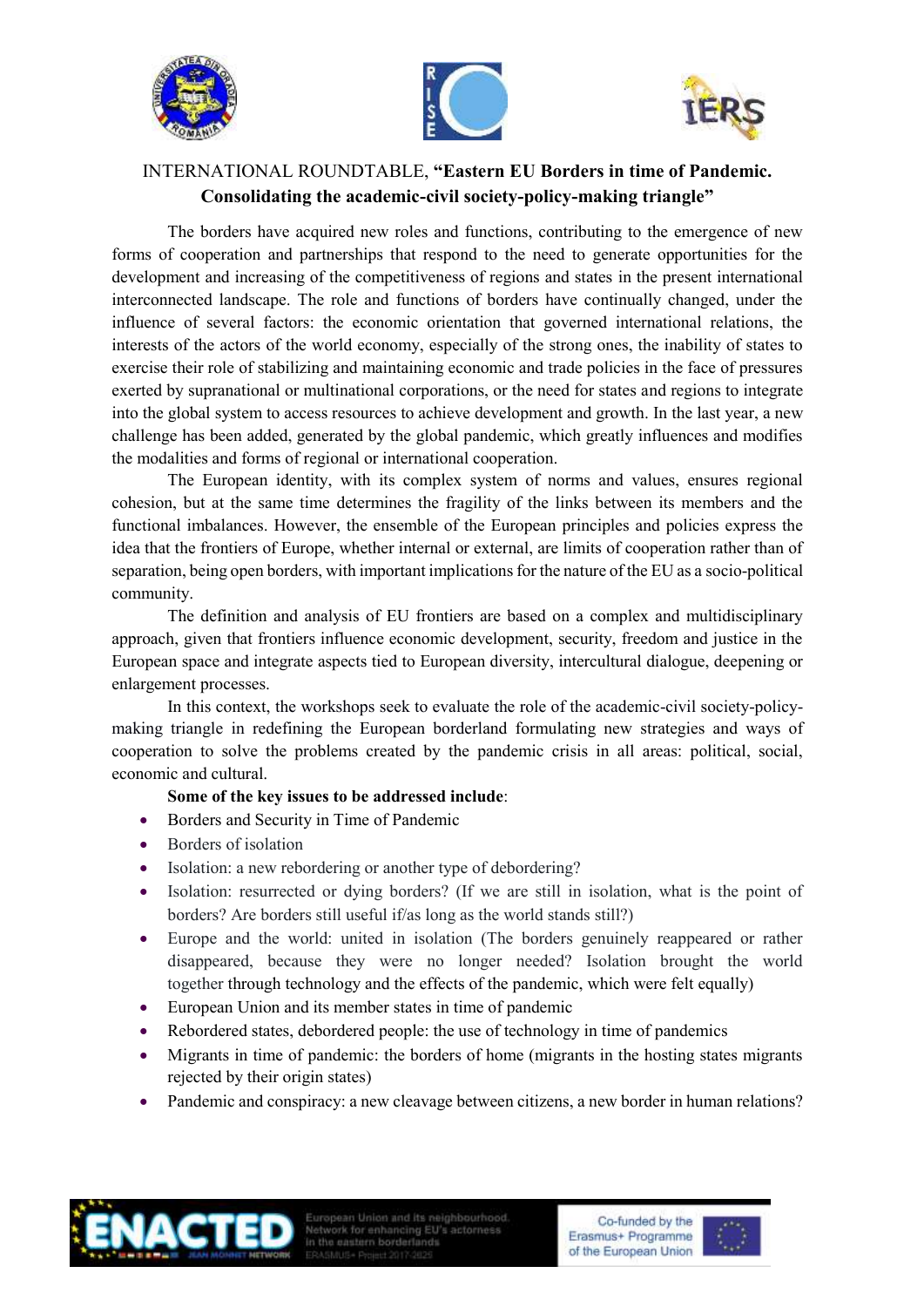INTERNATIONAL ROUNDTABLE, **"Eastern EU Borders in time of Pandemic. Consolidating the academic-civil society-policy-making triangle"**

The borders have acquired new roles and functions, contributing to the emergence of new forms of cooperation and partnerships that respond to the need to generate opportunities for the development and increasing of the competitiveness of regions and states in the present international interconnected landscape. The role and functions of borders have continually changed, under the influence of several factors: the economic orientation that governed international relations, the interests of the actors of the world economy, especially of the strong ones, the inability of states to exercise their role of stabilizing and maintaining economic and trade policies in the face of pressures exerted by supranational or multinational corporations, or the need for states and regions to integrate into the global system to access resources to achieve development and growth. In the last year, a new challenge has been added, generated by the global pandemic, which greatly influences and modifies the modalities and forms of regional or international cooperation.

The European identity, with its complex system of norms and values, ensures regional cohesion, but at the same time determines the fragility of the links between its members and the functional imbalances. However, the ensemble of the European principles and policies express the idea that the frontiers of Europe, whether internal or external, are limits of cooperation rather than of separation, being open borders, with important implications for the nature of the EU as a socio-political community.

The definition and analysis of EU frontiers are based on a complex and multidisciplinary approach, given that frontiers influence economic development, security, freedom and justice in the European space and integrate aspects tied to European diversity, intercultural dialogue, deepening or enlargement processes.

In this context, the workshops seek to evaluate the role of the academic-civil society-policy-making triangle in redefining the European borderland formulating new strategies and ways of cooperation to solve the problems created by the pandemic crisis in all areas: political, social, economic and cultural.

**Some of the key issues to be addressed include**:

- Borders and Security in Time of Pandemic
- Borders of isolation
- Isolation: a new rebordering or another type of debordering?
- Isolation: resurrected or dying borders? (If we are still in isolation, what is the point of borders? Are borders still useful if/as long as the world stands still?)
- Europe and the world: united in isolation (The borders genuinely reappeared or rather disappeared, because they were no longer needed? Isolation brought the world together through technology and the effects of the pandemic, which were felt equally)
- European Union and its member states in time of pandemic
- Rebordered states, debordered people: the use of technology in time of pandemics
- Migrants in time of pandemic: the borders of home (migrants in the hosting states migrants rejected by their origin states)
- Pandemic and conspiracy: a new cleavage between citizens, a new border in human relations?

ENACTED European Union and its neighbourhood. Network for enhancing EU's actorness in the eastern borderlands ERASMUS+ Project 2017-2020

Co-funded by the Erasmus+ Programme of the European Union